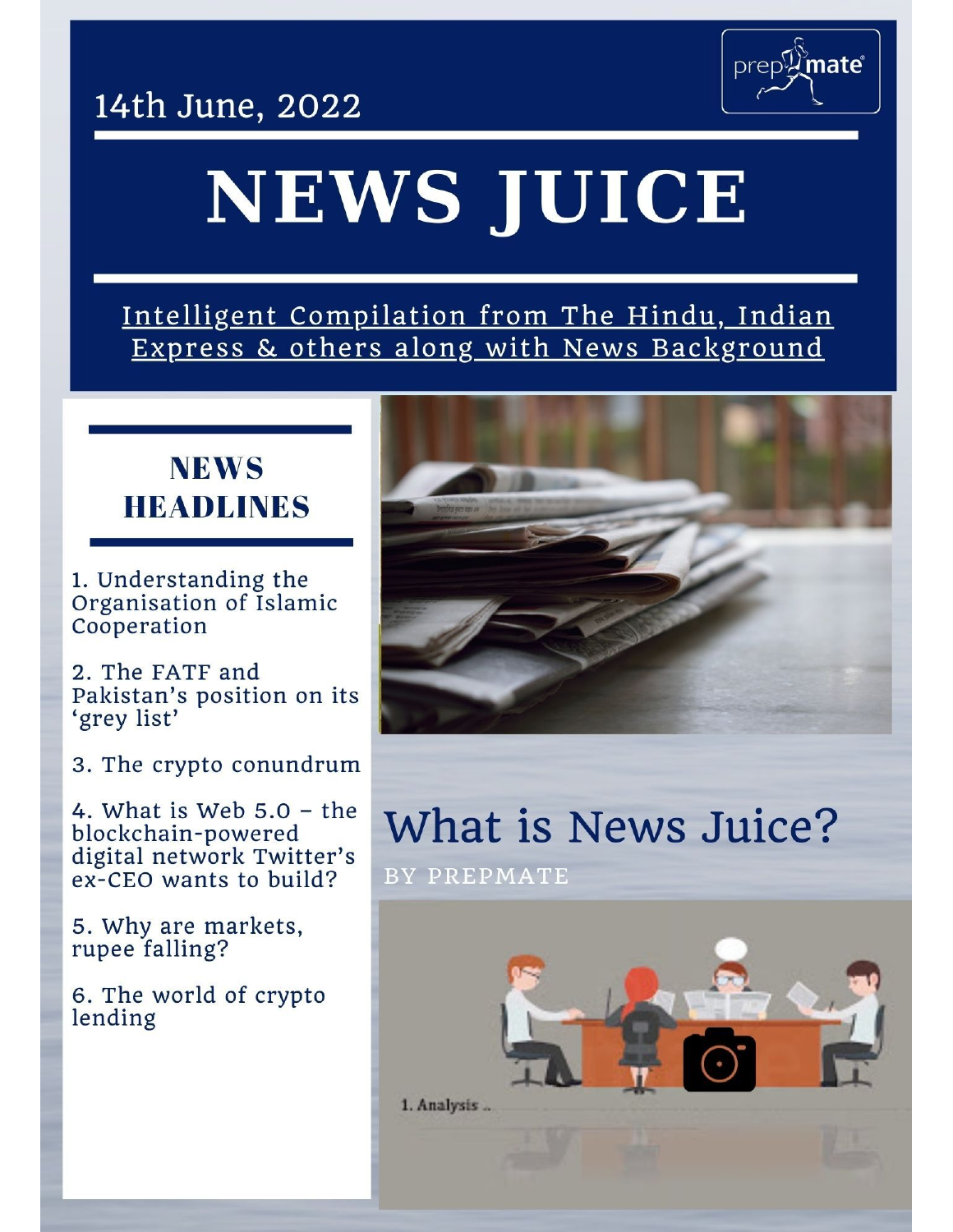14th June, 2022

prepmate

# NEWS JUICE

Intelligent Compilation from The Hindu, Indian Express & others along with News Background

## NEWS HEADLINES

1. Understanding the Organisation of Islamic Cooperation
2. The FATF and Pakistan's position on its 'grey list'
3. The crypto conundrum
4. What is Web 5.0 – the blockchain-powered digital network Twitter's ex-CEO wants to build?
5. Why are markets, rupee falling?
6. The world of crypto lending

## What is News Juice?

BY PREPMATE

1. Analysis ..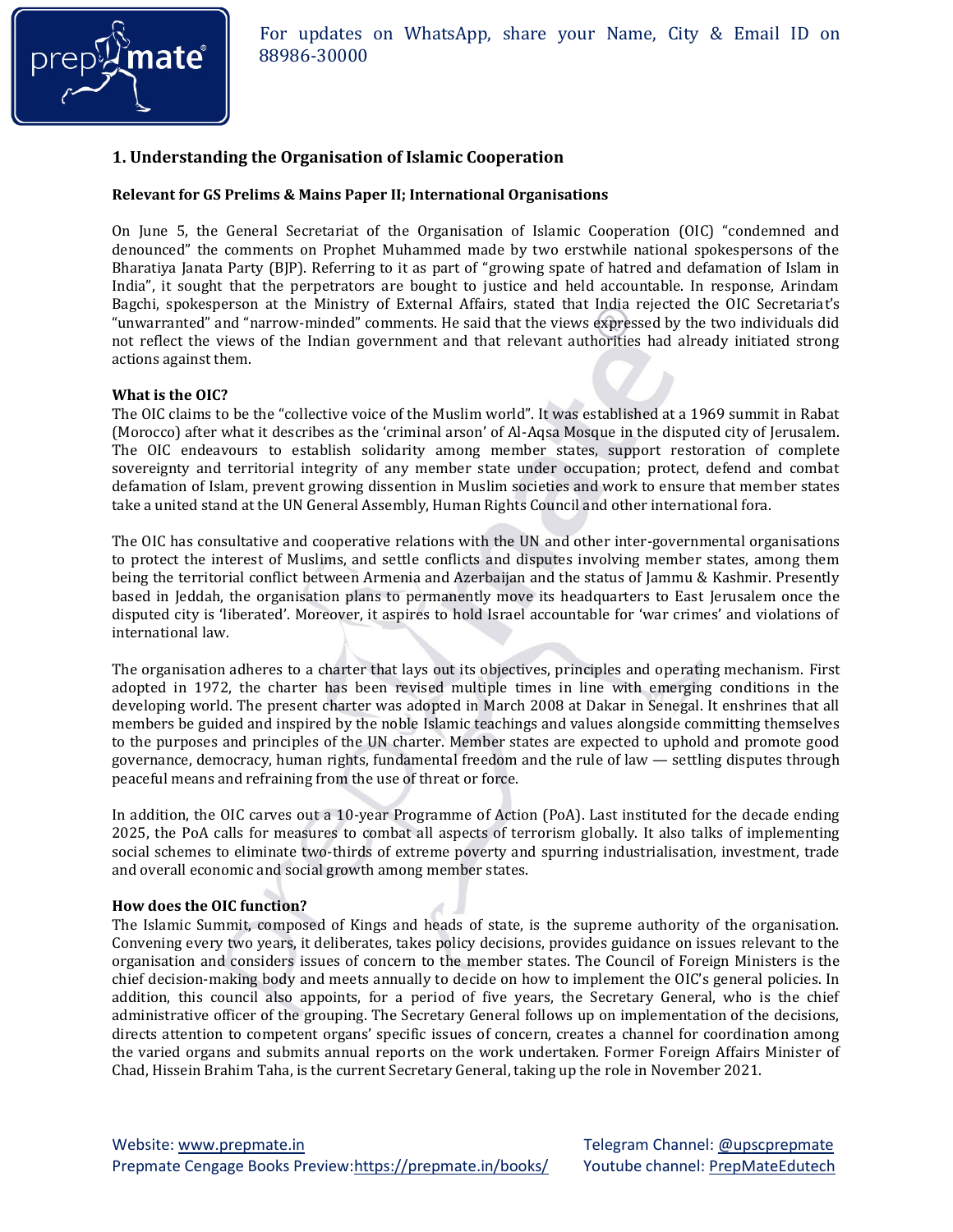## 1. Understanding the Organisation of Islamic Cooperation

**Relevant for GS Prelims & Mains Paper II; International Organisations**

On June 5, the General Secretariat of the Organisation of Islamic Cooperation (OIC) "condemned and denounced" the comments on Prophet Muhammed made by two erstwhile national spokespersons of the Bharatiya Janata Party (BJP). Referring to it as part of "growing spate of hatred and defamation of Islam in India", it sought that the perpetrators are bought to justice and held accountable. In response, Arindam Bagchi, spokesperson at the Ministry of External Affairs, stated that India rejected the OIC Secretariat's "unwarranted" and "narrow-minded" comments. He said that the views expressed by the two individuals did not reflect the views of the Indian government and that relevant authorities had already initiated strong actions against them.

**What is the OIC?**

The OIC claims to be the "collective voice of the Muslim world". It was established at a 1969 summit in Rabat (Morocco) after what it describes as the 'criminal arson' of Al-Aqsa Mosque in the disputed city of Jerusalem. The OIC endeavours to establish solidarity among member states, support restoration of complete sovereignty and territorial integrity of any member state under occupation; protect, defend and combat defamation of Islam, prevent growing dissention in Muslim societies and work to ensure that member states take a united stand at the UN General Assembly, Human Rights Council and other international fora.

The OIC has consultative and cooperative relations with the UN and other inter-governmental organisations to protect the interest of Muslims, and settle conflicts and disputes involving member states, among them being the territorial conflict between Armenia and Azerbaijan and the status of Jammu & Kashmir. Presently based in Jeddah, the organisation plans to permanently move its headquarters to East Jerusalem once the disputed city is 'liberated'. Moreover, it aspires to hold Israel accountable for 'war crimes' and violations of international law.

The organisation adheres to a charter that lays out its objectives, principles and operating mechanism. First adopted in 1972, the charter has been revised multiple times in line with emerging conditions in the developing world. The present charter was adopted in March 2008 at Dakar in Senegal. It enshrines that all members be guided and inspired by the noble Islamic teachings and values alongside committing themselves to the purposes and principles of the UN charter. Member states are expected to uphold and promote good governance, democracy, human rights, fundamental freedom and the rule of law — settling disputes through peaceful means and refraining from the use of threat or force.

In addition, the OIC carves out a 10-year Programme of Action (PoA). Last instituted for the decade ending 2025, the PoA calls for measures to combat all aspects of terrorism globally. It also talks of implementing social schemes to eliminate two-thirds of extreme poverty and spurring industrialisation, investment, trade and overall economic and social growth among member states.

**How does the OIC function?**

The Islamic Summit, composed of Kings and heads of state, is the supreme authority of the organisation. Convening every two years, it deliberates, takes policy decisions, provides guidance on issues relevant to the organisation and considers issues of concern to the member states. The Council of Foreign Ministers is the chief decision-making body and meets annually to decide on how to implement the OIC's general policies. In addition, this council also appoints, for a period of five years, the Secretary General, who is the chief administrative officer of the grouping. The Secretary General follows up on implementation of the decisions, directs attention to competent organs' specific issues of concern, creates a channel for coordination among the varied organs and submits annual reports on the work undertaken. Former Foreign Affairs Minister of Chad, Hissein Brahim Taha, is the current Secretary General, taking up the role in November 2021.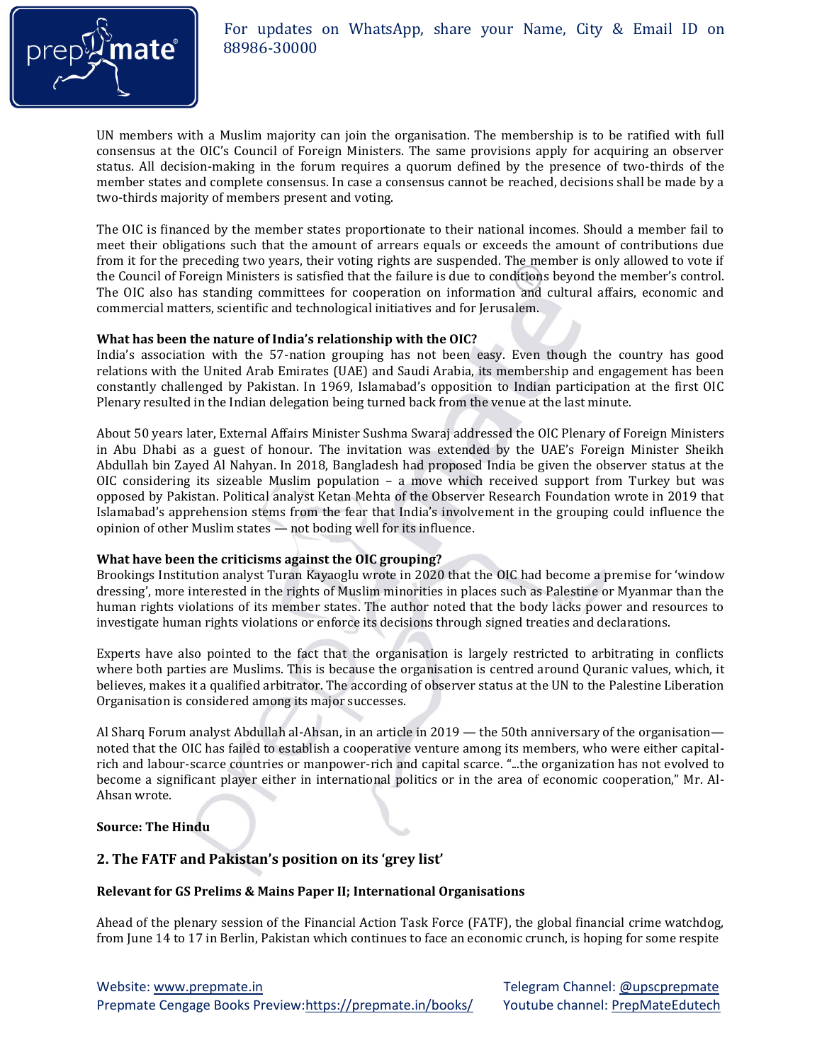UN members with a Muslim majority can join the organisation. The membership is to be ratified with full consensus at the OIC's Council of Foreign Ministers. The same provisions apply for acquiring an observer status. All decision-making in the forum requires a quorum defined by the presence of two-thirds of the member states and complete consensus. In case a consensus cannot be reached, decisions shall be made by a two-thirds majority of members present and voting.

The OIC is financed by the member states proportionate to their national incomes. Should a member fail to meet their obligations such that the amount of arrears equals or exceeds the amount of contributions due from it for the preceding two years, their voting rights are suspended. The member is only allowed to vote if the Council of Foreign Ministers is satisfied that the failure is due to conditions beyond the member's control. The OIC also has standing committees for cooperation on information and cultural affairs, economic and commercial matters, scientific and technological initiatives and for Jerusalem.

**What has been the nature of India's relationship with the OIC?**
India's association with the 57-nation grouping has not been easy. Even though the country has good relations with the United Arab Emirates (UAE) and Saudi Arabia, its membership and engagement has been constantly challenged by Pakistan. In 1969, Islamabad's opposition to Indian participation at the first OIC Plenary resulted in the Indian delegation being turned back from the venue at the last minute.

About 50 years later, External Affairs Minister Sushma Swaraj addressed the OIC Plenary of Foreign Ministers in Abu Dhabi as a guest of honour. The invitation was extended by the UAE's Foreign Minister Sheikh Abdullah bin Zayed Al Nahyan. In 2018, Bangladesh had proposed India be given the observer status at the OIC considering its sizeable Muslim population – a move which received support from Turkey but was opposed by Pakistan. Political analyst Ketan Mehta of the Observer Research Foundation wrote in 2019 that Islamabad's apprehension stems from the fear that India's involvement in the grouping could influence the opinion of other Muslim states — not boding well for its influence.

**What have been the criticisms against the OIC grouping?**
Brookings Institution analyst Turan Kayaoglu wrote in 2020 that the OIC had become a premise for 'window dressing', more interested in the rights of Muslim minorities in places such as Palestine or Myanmar than the human rights violations of its member states. The author noted that the body lacks power and resources to investigate human rights violations or enforce its decisions through signed treaties and declarations.

Experts have also pointed to the fact that the organisation is largely restricted to arbitrating in conflicts where both parties are Muslims. This is because the organisation is centred around Quranic values, which, it believes, makes it a qualified arbitrator. The according of observer status at the UN to the Palestine Liberation Organisation is considered among its major successes.

Al Sharq Forum analyst Abdullah al-Ahsan, in an article in 2019 — the 50th anniversary of the organisation— noted that the OIC has failed to establish a cooperative venture among its members, who were either capital-rich and labour-scarce countries or manpower-rich and capital scarce. "...the organization has not evolved to become a significant player either in international politics or in the area of economic cooperation," Mr. Al-Ahsan wrote.

**Source: The Hindu**

## 2. The FATF and Pakistan's position on its 'grey list'

**Relevant for GS Prelims & Mains Paper II; International Organisations**

Ahead of the plenary session of the Financial Action Task Force (FATF), the global financial crime watchdog, from June 14 to 17 in Berlin, Pakistan which continues to face an economic crunch, is hoping for some respite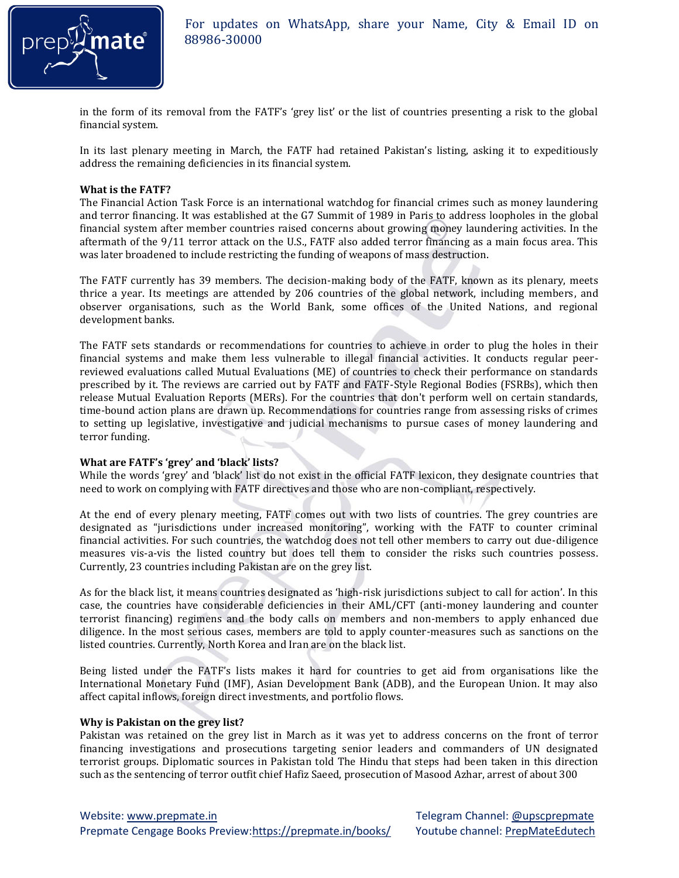in the form of its removal from the FATF's 'grey list' or the list of countries presenting a risk to the global financial system.

In its last plenary meeting in March, the FATF had retained Pakistan's listing, asking it to expeditiously address the remaining deficiencies in its financial system.

**What is the FATF?**

The Financial Action Task Force is an international watchdog for financial crimes such as money laundering and terror financing. It was established at the G7 Summit of 1989 in Paris to address loopholes in the global financial system after member countries raised concerns about growing money laundering activities. In the aftermath of the 9/11 terror attack on the U.S., FATF also added terror financing as a main focus area. This was later broadened to include restricting the funding of weapons of mass destruction.

The FATF currently has 39 members. The decision-making body of the FATF, known as its plenary, meets thrice a year. Its meetings are attended by 206 countries of the global network, including members, and observer organisations, such as the World Bank, some offices of the United Nations, and regional development banks.

The FATF sets standards or recommendations for countries to achieve in order to plug the holes in their financial systems and make them less vulnerable to illegal financial activities. It conducts regular peer-reviewed evaluations called Mutual Evaluations (ME) of countries to check their performance on standards prescribed by it. The reviews are carried out by FATF and FATF-Style Regional Bodies (FSRBs), which then release Mutual Evaluation Reports (MERs). For the countries that don't perform well on certain standards, time-bound action plans are drawn up. Recommendations for countries range from assessing risks of crimes to setting up legislative, investigative and judicial mechanisms to pursue cases of money laundering and terror funding.

**What are FATF's 'grey' and 'black' lists?**

While the words 'grey' and 'black' list do not exist in the official FATF lexicon, they designate countries that need to work on complying with FATF directives and those who are non-compliant, respectively.

At the end of every plenary meeting, FATF comes out with two lists of countries. The grey countries are designated as "jurisdictions under increased monitoring", working with the FATF to counter criminal financial activities. For such countries, the watchdog does not tell other members to carry out due-diligence measures vis-a-vis the listed country but does tell them to consider the risks such countries possess. Currently, 23 countries including Pakistan are on the grey list.

As for the black list, it means countries designated as 'high-risk jurisdictions subject to call for action'. In this case, the countries have considerable deficiencies in their AML/CFT (anti-money laundering and counter terrorist financing) regimens and the body calls on members and non-members to apply enhanced due diligence. In the most serious cases, members are told to apply counter-measures such as sanctions on the listed countries. Currently, North Korea and Iran are on the black list.

Being listed under the FATF's lists makes it hard for countries to get aid from organisations like the International Monetary Fund (IMF), Asian Development Bank (ADB), and the European Union. It may also affect capital inflows, foreign direct investments, and portfolio flows.

**Why is Pakistan on the grey list?**

Pakistan was retained on the grey list in March as it was yet to address concerns on the front of terror financing investigations and prosecutions targeting senior leaders and commanders of UN designated terrorist groups. Diplomatic sources in Pakistan told The Hindu that steps had been taken in this direction such as the sentencing of terror outfit chief Hafiz Saeed, prosecution of Masood Azhar, arrest of about 300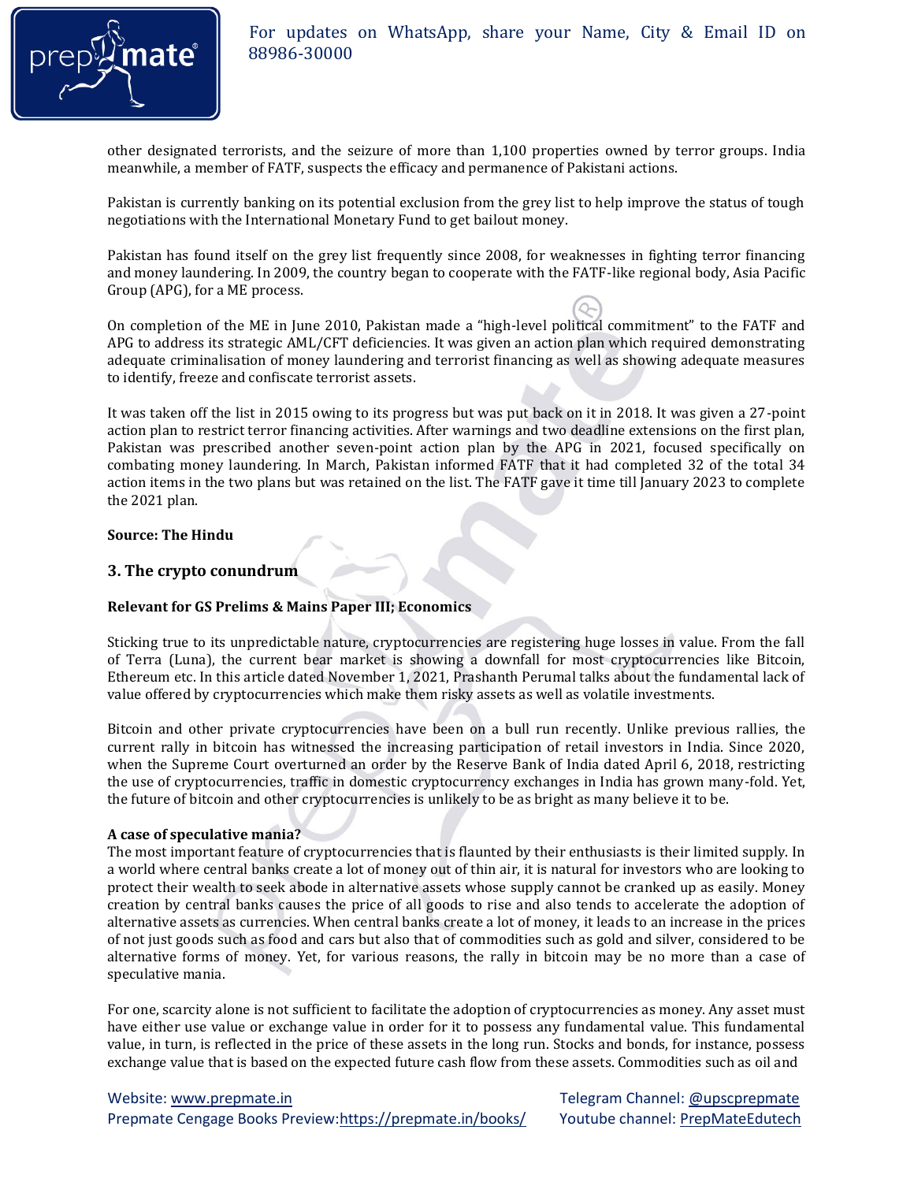other designated terrorists, and the seizure of more than 1,100 properties owned by terror groups. India meanwhile, a member of FATF, suspects the efficacy and permanence of Pakistani actions.

Pakistan is currently banking on its potential exclusion from the grey list to help improve the status of tough negotiations with the International Monetary Fund to get bailout money.

Pakistan has found itself on the grey list frequently since 2008, for weaknesses in fighting terror financing and money laundering. In 2009, the country began to cooperate with the FATF-like regional body, Asia Pacific Group (APG), for a ME process.

On completion of the ME in June 2010, Pakistan made a "high-level political commitment" to the FATF and APG to address its strategic AML/CFT deficiencies. It was given an action plan which required demonstrating adequate criminalisation of money laundering and terrorist financing as well as showing adequate measures to identify, freeze and confiscate terrorist assets.

It was taken off the list in 2015 owing to its progress but was put back on it in 2018. It was given a 27-point action plan to restrict terror financing activities. After warnings and two deadline extensions on the first plan, Pakistan was prescribed another seven-point action plan by the APG in 2021, focused specifically on combating money laundering. In March, Pakistan informed FATF that it had completed 32 of the total 34 action items in the two plans but was retained on the list. The FATF gave it time till January 2023 to complete the 2021 plan.

**Source: The Hindu**

## 3. The crypto conundrum

**Relevant for GS Prelims & Mains Paper III; Economics**

Sticking true to its unpredictable nature, cryptocurrencies are registering huge losses in value. From the fall of Terra (Luna), the current bear market is showing a downfall for most cryptocurrencies like Bitcoin, Ethereum etc. In this article dated November 1, 2021, Prashanth Perumal talks about the fundamental lack of value offered by cryptocurrencies which make them risky assets as well as volatile investments.

Bitcoin and other private cryptocurrencies have been on a bull run recently. Unlike previous rallies, the current rally in bitcoin has witnessed the increasing participation of retail investors in India. Since 2020, when the Supreme Court overturned an order by the Reserve Bank of India dated April 6, 2018, restricting the use of cryptocurrencies, traffic in domestic cryptocurrency exchanges in India has grown many-fold. Yet, the future of bitcoin and other cryptocurrencies is unlikely to be as bright as many believe it to be.

**A case of speculative mania?**

The most important feature of cryptocurrencies that is flaunted by their enthusiasts is their limited supply. In a world where central banks create a lot of money out of thin air, it is natural for investors who are looking to protect their wealth to seek abode in alternative assets whose supply cannot be cranked up as easily. Money creation by central banks causes the price of all goods to rise and also tends to accelerate the adoption of alternative assets as currencies. When central banks create a lot of money, it leads to an increase in the prices of not just goods such as food and cars but also that of commodities such as gold and silver, considered to be alternative forms of money. Yet, for various reasons, the rally in bitcoin may be no more than a case of speculative mania.

For one, scarcity alone is not sufficient to facilitate the adoption of cryptocurrencies as money. Any asset must have either use value or exchange value in order for it to possess any fundamental value. This fundamental value, in turn, is reflected in the price of these assets in the long run. Stocks and bonds, for instance, possess exchange value that is based on the expected future cash flow from these assets. Commodities such as oil and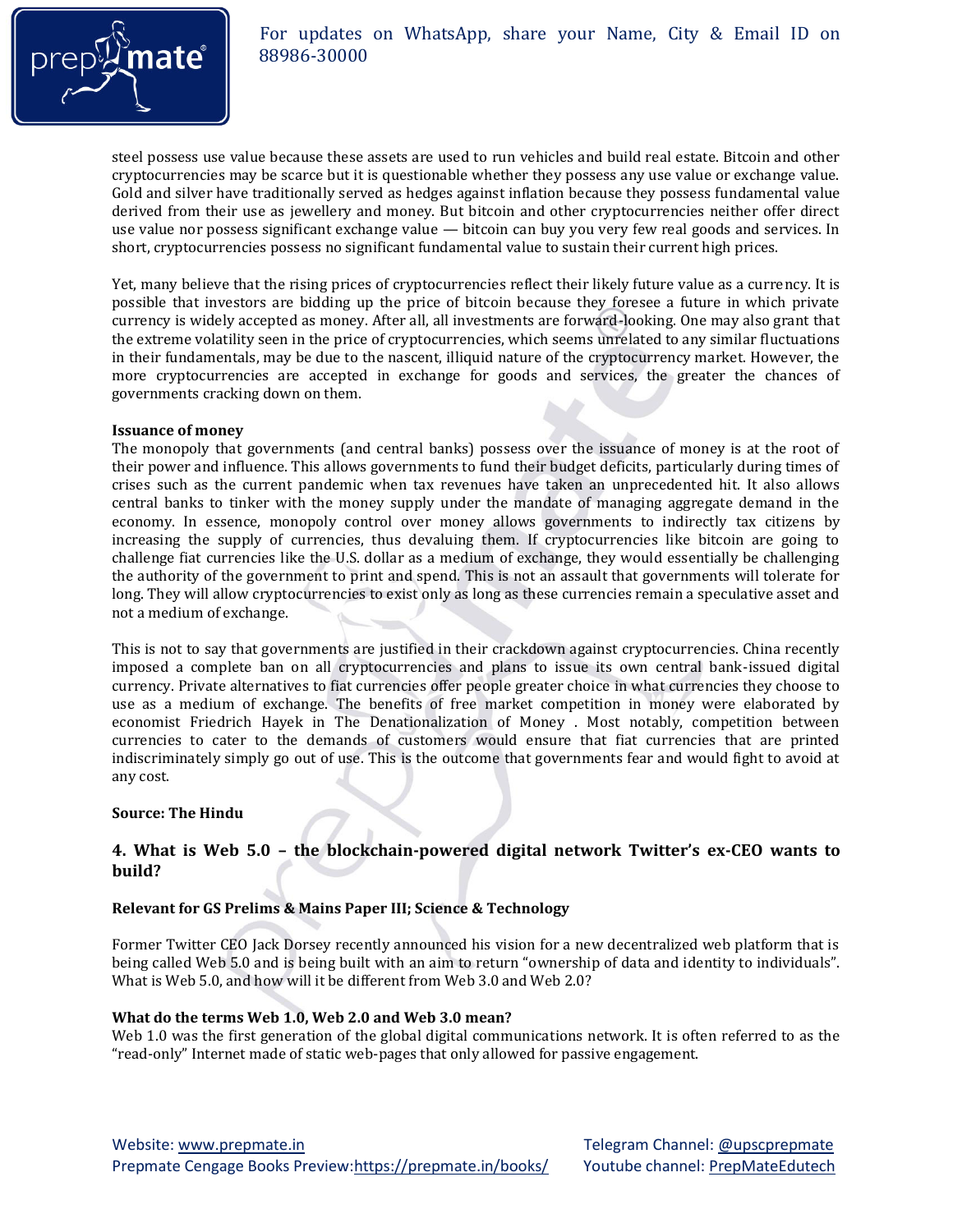steel possess use value because these assets are used to run vehicles and build real estate. Bitcoin and other cryptocurrencies may be scarce but it is questionable whether they possess any use value or exchange value. Gold and silver have traditionally served as hedges against inflation because they possess fundamental value derived from their use as jewellery and money. But bitcoin and other cryptocurrencies neither offer direct use value nor possess significant exchange value — bitcoin can buy you very few real goods and services. In short, cryptocurrencies possess no significant fundamental value to sustain their current high prices.

Yet, many believe that the rising prices of cryptocurrencies reflect their likely future value as a currency. It is possible that investors are bidding up the price of bitcoin because they foresee a future in which private currency is widely accepted as money. After all, all investments are forward-looking. One may also grant that the extreme volatility seen in the price of cryptocurrencies, which seems unrelated to any similar fluctuations in their fundamentals, may be due to the nascent, illiquid nature of the cryptocurrency market. However, the more cryptocurrencies are accepted in exchange for goods and services, the greater the chances of governments cracking down on them.

**Issuance of money**

The monopoly that governments (and central banks) possess over the issuance of money is at the root of their power and influence. This allows governments to fund their budget deficits, particularly during times of crises such as the current pandemic when tax revenues have taken an unprecedented hit. It also allows central banks to tinker with the money supply under the mandate of managing aggregate demand in the economy. In essence, monopoly control over money allows governments to indirectly tax citizens by increasing the supply of currencies, thus devaluing them. If cryptocurrencies like bitcoin are going to challenge fiat currencies like the U.S. dollar as a medium of exchange, they would essentially be challenging the authority of the government to print and spend. This is not an assault that governments will tolerate for long. They will allow cryptocurrencies to exist only as long as these currencies remain a speculative asset and not a medium of exchange.

This is not to say that governments are justified in their crackdown against cryptocurrencies. China recently imposed a complete ban on all cryptocurrencies and plans to issue its own central bank-issued digital currency. Private alternatives to fiat currencies offer people greater choice in what currencies they choose to use as a medium of exchange. The benefits of free market competition in money were elaborated by economist Friedrich Hayek in The Denationalization of Money . Most notably, competition between currencies to cater to the demands of customers would ensure that fiat currencies that are printed indiscriminately simply go out of use. This is the outcome that governments fear and would fight to avoid at any cost.

**Source: The Hindu**

### 4. What is Web 5.0 – the blockchain-powered digital network Twitter's ex-CEO wants to build?

**Relevant for GS Prelims & Mains Paper III; Science & Technology**

Former Twitter CEO Jack Dorsey recently announced his vision for a new decentralized web platform that is being called Web 5.0 and is being built with an aim to return "ownership of data and identity to individuals". What is Web 5.0, and how will it be different from Web 3.0 and Web 2.0?

**What do the terms Web 1.0, Web 2.0 and Web 3.0 mean?**

Web 1.0 was the first generation of the global digital communications network. It is often referred to as the "read-only" Internet made of static web-pages that only allowed for passive engagement.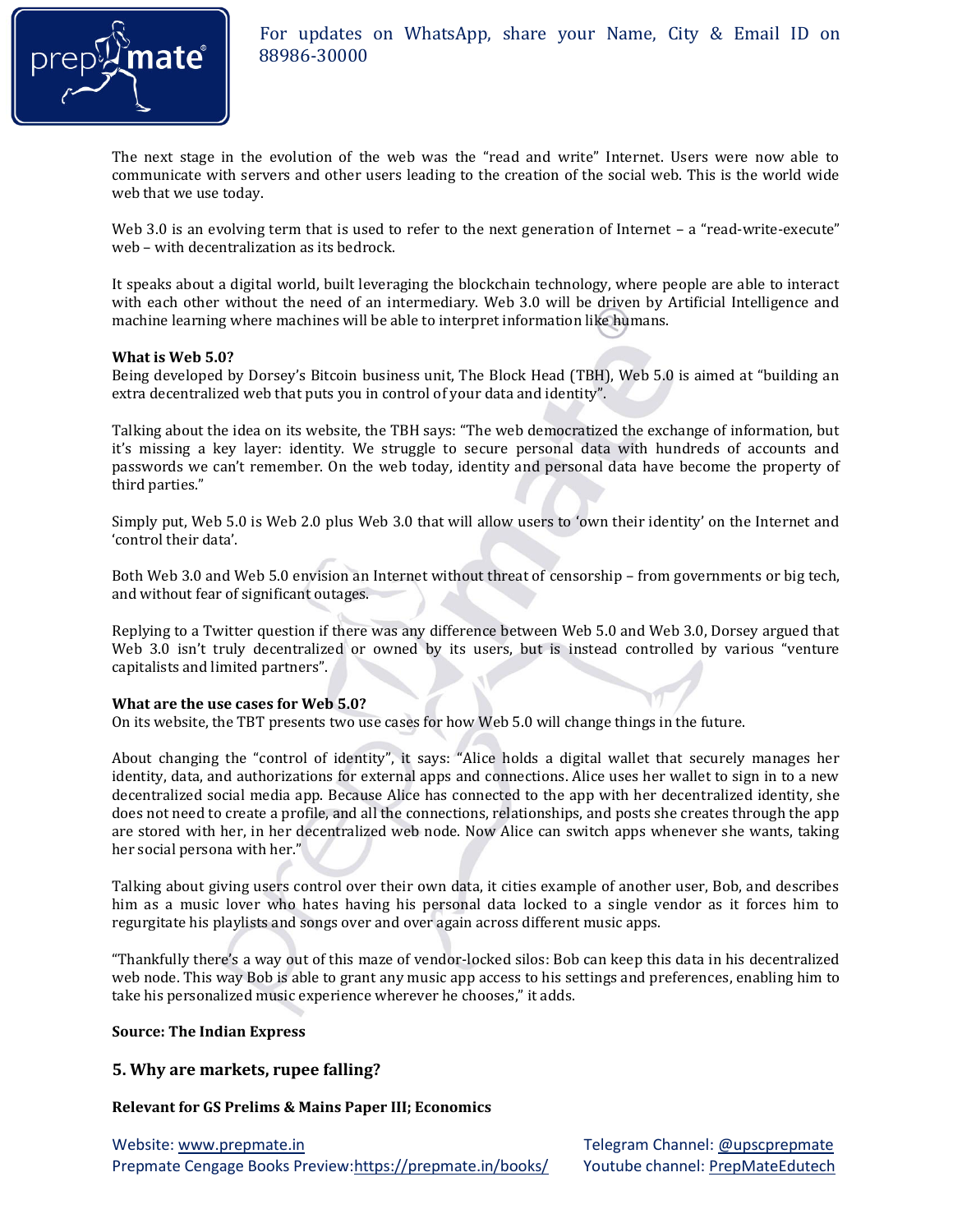The next stage in the evolution of the web was the "read and write" Internet. Users were now able to communicate with servers and other users leading to the creation of the social web. This is the world wide web that we use today.

Web 3.0 is an evolving term that is used to refer to the next generation of Internet – a "read-write-execute" web – with decentralization as its bedrock.

It speaks about a digital world, built leveraging the blockchain technology, where people are able to interact with each other without the need of an intermediary. Web 3.0 will be driven by Artificial Intelligence and machine learning where machines will be able to interpret information like humans.

**What is Web 5.0?**

Being developed by Dorsey's Bitcoin business unit, The Block Head (TBH), Web 5.0 is aimed at "building an extra decentralized web that puts you in control of your data and identity".

Talking about the idea on its website, the TBH says: "The web democratized the exchange of information, but it's missing a key layer: identity. We struggle to secure personal data with hundreds of accounts and passwords we can't remember. On the web today, identity and personal data have become the property of third parties."

Simply put, Web 5.0 is Web 2.0 plus Web 3.0 that will allow users to 'own their identity' on the Internet and 'control their data'.

Both Web 3.0 and Web 5.0 envision an Internet without threat of censorship – from governments or big tech, and without fear of significant outages.

Replying to a Twitter question if there was any difference between Web 5.0 and Web 3.0, Dorsey argued that Web 3.0 isn't truly decentralized or owned by its users, but is instead controlled by various "venture capitalists and limited partners".

**What are the use cases for Web 5.0?**

On its website, the TBT presents two use cases for how Web 5.0 will change things in the future.

About changing the "control of identity", it says: "Alice holds a digital wallet that securely manages her identity, data, and authorizations for external apps and connections. Alice uses her wallet to sign in to a new decentralized social media app. Because Alice has connected to the app with her decentralized identity, she does not need to create a profile, and all the connections, relationships, and posts she creates through the app are stored with her, in her decentralized web node. Now Alice can switch apps whenever she wants, taking her social persona with her."

Talking about giving users control over their own data, it cities example of another user, Bob, and describes him as a music lover who hates having his personal data locked to a single vendor as it forces him to regurgitate his playlists and songs over and over again across different music apps.

"Thankfully there's a way out of this maze of vendor-locked silos: Bob can keep this data in his decentralized web node. This way Bob is able to grant any music app access to his settings and preferences, enabling him to take his personalized music experience wherever he chooses," it adds.

**Source: The Indian Express**

## 5. Why are markets, rupee falling?

**Relevant for GS Prelims & Mains Paper III; Economics**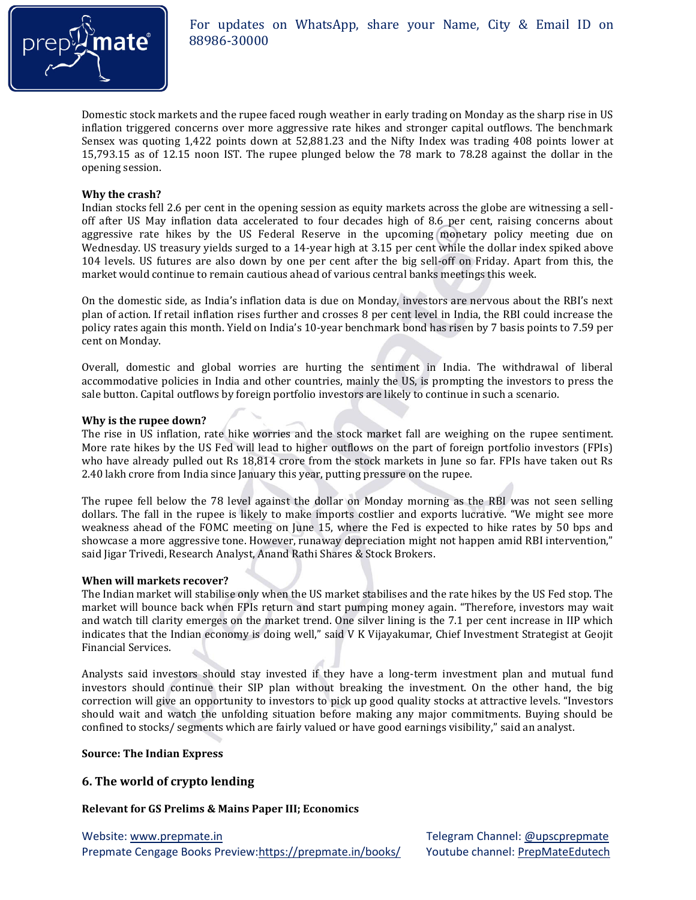Domestic stock markets and the rupee faced rough weather in early trading on Monday as the sharp rise in US inflation triggered concerns over more aggressive rate hikes and stronger capital outflows. The benchmark Sensex was quoting 1,422 points down at 52,881.23 and the Nifty Index was trading 408 points lower at 15,793.15 as of 12.15 noon IST. The rupee plunged below the 78 mark to 78.28 against the dollar in the opening session.

**Why the crash?**

Indian stocks fell 2.6 per cent in the opening session as equity markets across the globe are witnessing a sell-off after US May inflation data accelerated to four decades high of 8.6 per cent, raising concerns about aggressive rate hikes by the US Federal Reserve in the upcoming monetary policy meeting due on Wednesday. US treasury yields surged to a 14-year high at 3.15 per cent while the dollar index spiked above 104 levels. US futures are also down by one per cent after the big sell-off on Friday. Apart from this, the market would continue to remain cautious ahead of various central banks meetings this week.

On the domestic side, as India's inflation data is due on Monday, investors are nervous about the RBI's next plan of action. If retail inflation rises further and crosses 8 per cent level in India, the RBI could increase the policy rates again this month. Yield on India's 10-year benchmark bond has risen by 7 basis points to 7.59 per cent on Monday.

Overall, domestic and global worries are hurting the sentiment in India. The withdrawal of liberal accommodative policies in India and other countries, mainly the US, is prompting the investors to press the sale button. Capital outflows by foreign portfolio investors are likely to continue in such a scenario.

**Why is the rupee down?**

The rise in US inflation, rate hike worries and the stock market fall are weighing on the rupee sentiment. More rate hikes by the US Fed will lead to higher outflows on the part of foreign portfolio investors (FPIs) who have already pulled out Rs 18,814 crore from the stock markets in June so far. FPIs have taken out Rs 2.40 lakh crore from India since January this year, putting pressure on the rupee.

The rupee fell below the 78 level against the dollar on Monday morning as the RBI was not seen selling dollars. The fall in the rupee is likely to make imports costlier and exports lucrative. "We might see more weakness ahead of the FOMC meeting on June 15, where the Fed is expected to hike rates by 50 bps and showcase a more aggressive tone. However, runaway depreciation might not happen amid RBI intervention," said Jigar Trivedi, Research Analyst, Anand Rathi Shares & Stock Brokers.

**When will markets recover?**

The Indian market will stabilise only when the US market stabilises and the rate hikes by the US Fed stop. The market will bounce back when FPIs return and start pumping money again. "Therefore, investors may wait and watch till clarity emerges on the market trend. One silver lining is the 7.1 per cent increase in IIP which indicates that the Indian economy is doing well," said V K Vijayakumar, Chief Investment Strategist at Geojit Financial Services.

Analysts said investors should stay invested if they have a long-term investment plan and mutual fund investors should continue their SIP plan without breaking the investment. On the other hand, the big correction will give an opportunity to investors to pick up good quality stocks at attractive levels. "Investors should wait and watch the unfolding situation before making any major commitments. Buying should be confined to stocks/ segments which are fairly valued or have good earnings visibility," said an analyst.

**Source: The Indian Express**

## 6. The world of crypto lending

**Relevant for GS Prelims & Mains Paper III; Economics**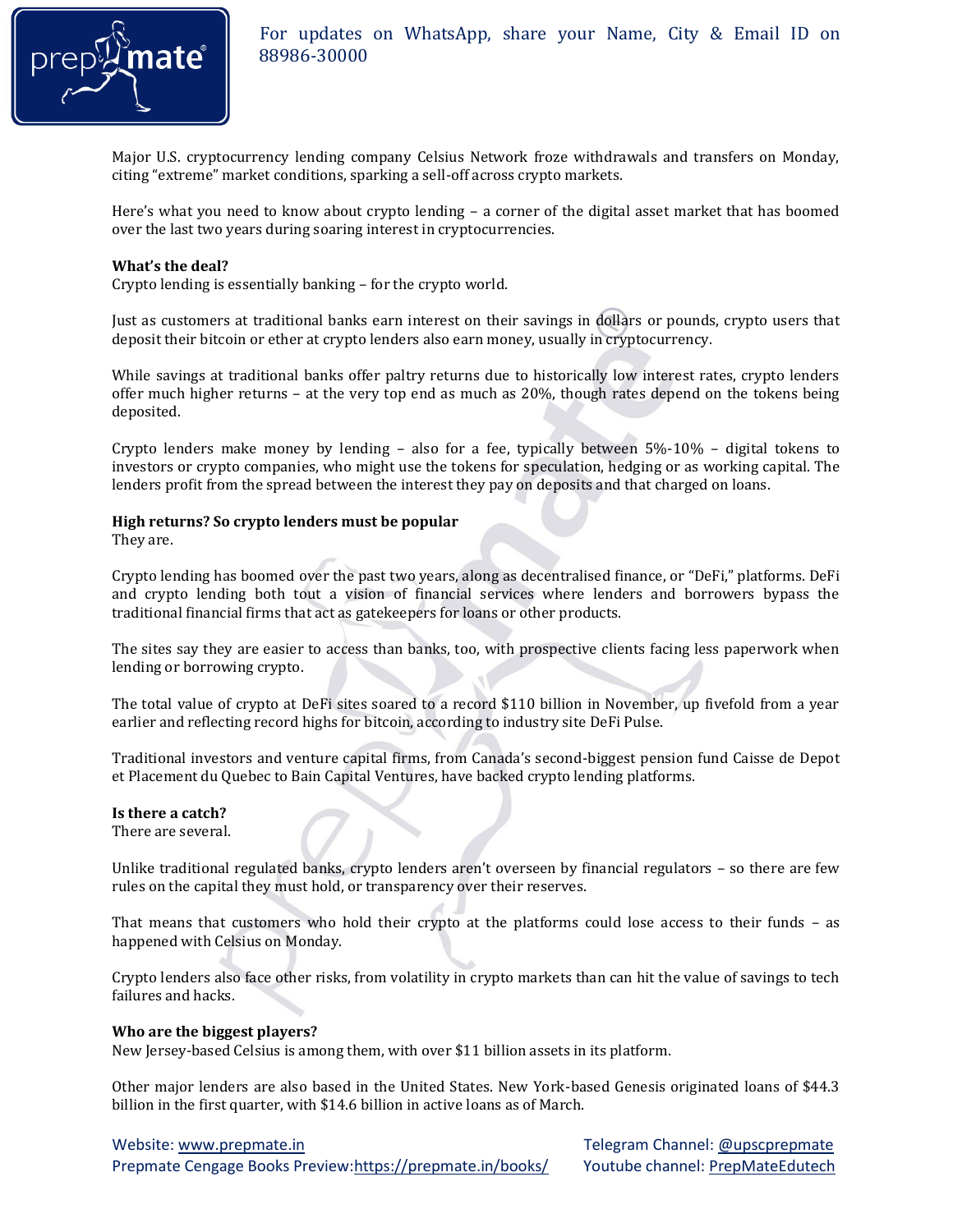Major U.S. cryptocurrency lending company Celsius Network froze withdrawals and transfers on Monday, citing "extreme" market conditions, sparking a sell-off across crypto markets.

Here's what you need to know about crypto lending – a corner of the digital asset market that has boomed over the last two years during soaring interest in cryptocurrencies.

**What's the deal?**
Crypto lending is essentially banking – for the crypto world.

Just as customers at traditional banks earn interest on their savings in dollars or pounds, crypto users that deposit their bitcoin or ether at crypto lenders also earn money, usually in cryptocurrency.

While savings at traditional banks offer paltry returns due to historically low interest rates, crypto lenders offer much higher returns – at the very top end as much as 20%, though rates depend on the tokens being deposited.

Crypto lenders make money by lending – also for a fee, typically between 5%-10% – digital tokens to investors or crypto companies, who might use the tokens for speculation, hedging or as working capital. The lenders profit from the spread between the interest they pay on deposits and that charged on loans.

**High returns? So crypto lenders must be popular**
They are.

Crypto lending has boomed over the past two years, along as decentralised finance, or "DeFi," platforms. DeFi and crypto lending both tout a vision of financial services where lenders and borrowers bypass the traditional financial firms that act as gatekeepers for loans or other products.

The sites say they are easier to access than banks, too, with prospective clients facing less paperwork when lending or borrowing crypto.

The total value of crypto at DeFi sites soared to a record $110 billion in November, up fivefold from a year earlier and reflecting record highs for bitcoin, according to industry site DeFi Pulse.

Traditional investors and venture capital firms, from Canada's second-biggest pension fund Caisse de Depot et Placement du Quebec to Bain Capital Ventures, have backed crypto lending platforms.

**Is there a catch?**
There are several.

Unlike traditional regulated banks, crypto lenders aren't overseen by financial regulators – so there are few rules on the capital they must hold, or transparency over their reserves.

That means that customers who hold their crypto at the platforms could lose access to their funds – as happened with Celsius on Monday.

Crypto lenders also face other risks, from volatility in crypto markets than can hit the value of savings to tech failures and hacks.

**Who are the biggest players?**
New Jersey-based Celsius is among them, with over $11 billion assets in its platform.

Other major lenders are also based in the United States. New York-based Genesis originated loans of $44.3 billion in the first quarter, with $14.6 billion in active loans as of March.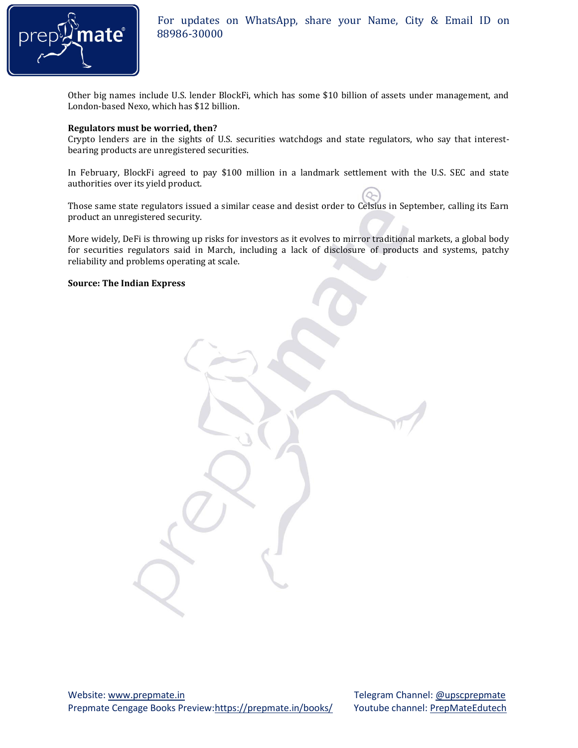Other big names include U.S. lender BlockFi, which has some $10 billion of assets under management, and London-based Nexo, which has $12 billion.

**Regulators must be worried, then?**
Crypto lenders are in the sights of U.S. securities watchdogs and state regulators, who say that interest-bearing products are unregistered securities.

In February, BlockFi agreed to pay $100 million in a landmark settlement with the U.S. SEC and state authorities over its yield product.

Those same state regulators issued a similar cease and desist order to Celsius in September, calling its Earn product an unregistered security.

More widely, DeFi is throwing up risks for investors as it evolves to mirror traditional markets, a global body for securities regulators said in March, including a lack of disclosure of products and systems, patchy reliability and problems operating at scale.

**Source: The Indian Express**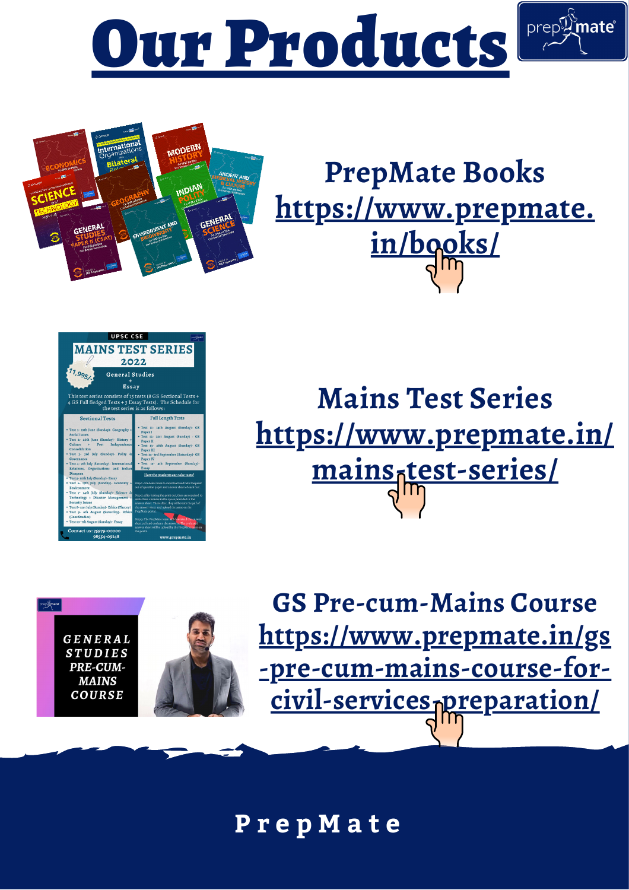# Our Products

## PrepMate Books

https://www.prepmate.in/books/

## Mains Test Series

https://www.prepmate.in/mains-test-series/

## GS Pre-cum-Mains Course

https://www.prepmate.in/gs-pre-cum-mains-course-for-civil-services-preparation/

PrepMate